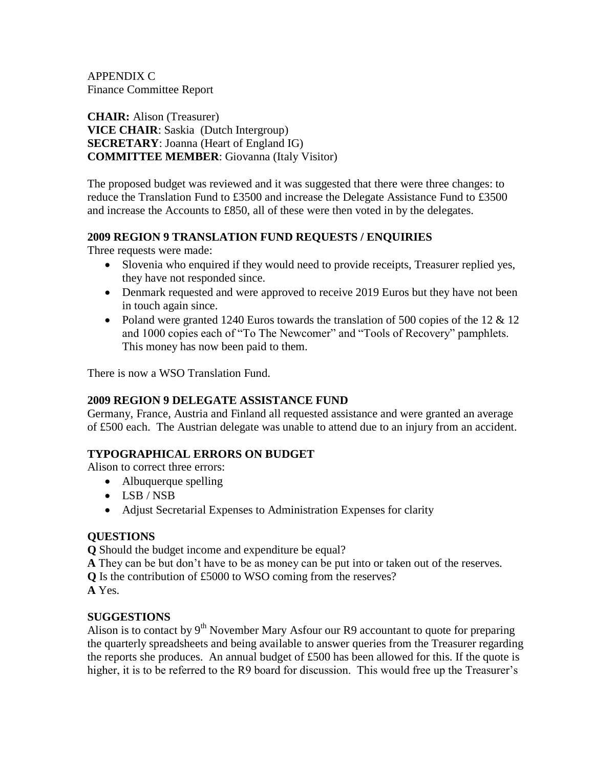APPENDIX C
Finance Committee Report

**CHAIR:** Alison (Treasurer)
**VICE CHAIR**: Saskia (Dutch Intergroup)
**SECRETARY**: Joanna (Heart of England IG)
**COMMITTEE MEMBER**: Giovanna (Italy Visitor)

The proposed budget was reviewed and it was suggested that there were three changes: to reduce the Translation Fund to £3500 and increase the Delegate Assistance Fund to £3500 and increase the Accounts to £850, all of these were then voted in by the delegates.

### 2009 REGION 9 TRANSLATION FUND REQUESTS / ENQUIRIES

Three requests were made:

- Slovenia who enquired if they would need to provide receipts, Treasurer replied yes, they have not responded since.
- Denmark requested and were approved to receive 2019 Euros but they have not been in touch again since.
- Poland were granted 1240 Euros towards the translation of 500 copies of the 12 & 12 and 1000 copies each of "To The Newcomer" and "Tools of Recovery" pamphlets. This money has now been paid to them.

There is now a WSO Translation Fund.

### 2009 REGION 9 DELEGATE ASSISTANCE FUND

Germany, France, Austria and Finland all requested assistance and were granted an average of £500 each. The Austrian delegate was unable to attend due to an injury from an accident.

### TYPOGRAPHICAL ERRORS ON BUDGET

Alison to correct three errors:

- Albuquerque spelling
- LSB / NSB
- Adjust Secretarial Expenses to Administration Expenses for clarity

### QUESTIONS

**Q** Should the budget income and expenditure be equal?
**A** They can be but don't have to be as money can be put into or taken out of the reserves.
**Q** Is the contribution of £5000 to WSO coming from the reserves?
**A** Yes.

### SUGGESTIONS

Alison is to contact by 9th November Mary Asfour our R9 accountant to quote for preparing the quarterly spreadsheets and being available to answer queries from the Treasurer regarding the reports she produces. An annual budget of £500 has been allowed for this. If the quote is higher, it is to be referred to the R9 board for discussion. This would free up the Treasurer's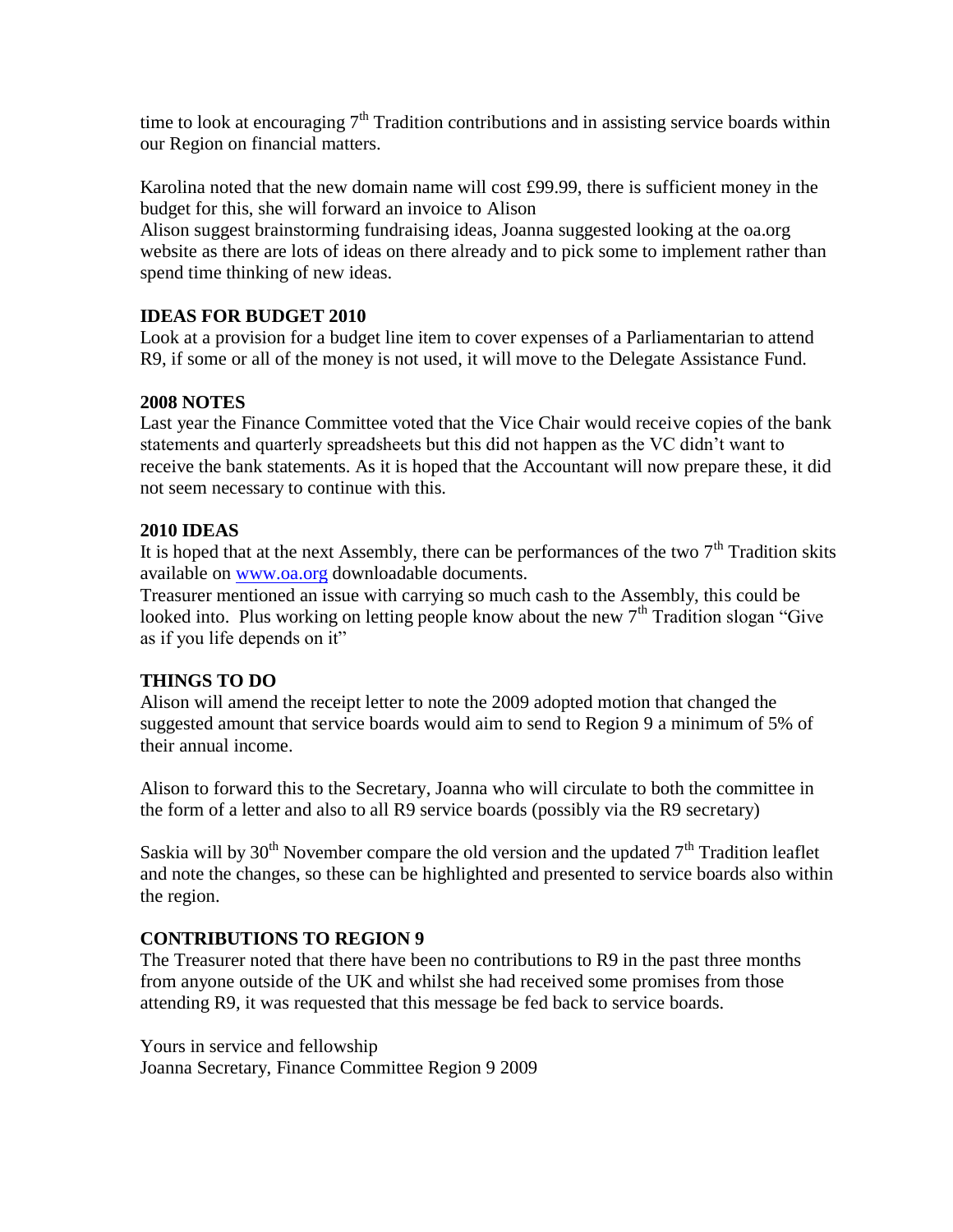time to look at encouraging 7th Tradition contributions and in assisting service boards within our Region on financial matters.

Karolina noted that the new domain name will cost £99.99, there is sufficient money in the budget for this, she will forward an invoice to Alison
Alison suggest brainstorming fundraising ideas, Joanna suggested looking at the oa.org website as there are lots of ideas on there already and to pick some to implement rather than spend time thinking of new ideas.

**IDEAS FOR BUDGET 2010**

Look at a provision for a budget line item to cover expenses of a Parliamentarian to attend R9, if some or all of the money is not used, it will move to the Delegate Assistance Fund.

**2008 NOTES**

Last year the Finance Committee voted that the Vice Chair would receive copies of the bank statements and quarterly spreadsheets but this did not happen as the VC didn't want to receive the bank statements. As it is hoped that the Accountant will now prepare these, it did not seem necessary to continue with this.

**2010 IDEAS**

It is hoped that at the next Assembly, there can be performances of the two 7th Tradition skits available on www.oa.org downloadable documents.
Treasurer mentioned an issue with carrying so much cash to the Assembly, this could be looked into. Plus working on letting people know about the new 7th Tradition slogan "Give as if you life depends on it"

**THINGS TO DO**

Alison will amend the receipt letter to note the 2009 adopted motion that changed the suggested amount that service boards would aim to send to Region 9 a minimum of 5% of their annual income.

Alison to forward this to the Secretary, Joanna who will circulate to both the committee in the form of a letter and also to all R9 service boards (possibly via the R9 secretary)

Saskia will by 30th November compare the old version and the updated 7th Tradition leaflet and note the changes, so these can be highlighted and presented to service boards also within the region.

**CONTRIBUTIONS TO REGION 9**

The Treasurer noted that there have been no contributions to R9 in the past three months from anyone outside of the UK and whilst she had received some promises from those attending R9, it was requested that this message be fed back to service boards.

Yours in service and fellowship
Joanna Secretary, Finance Committee Region 9 2009